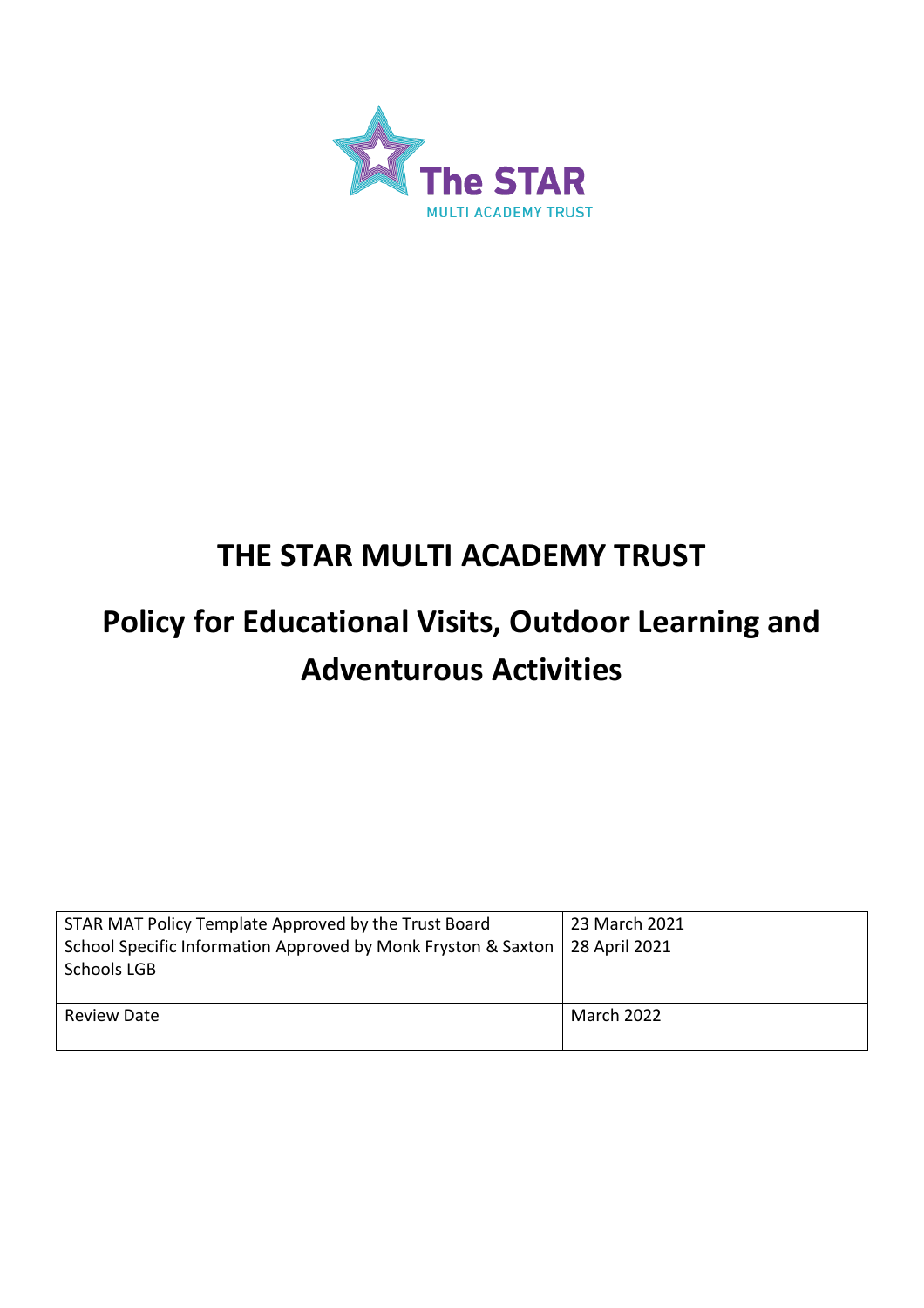The STAR
MULTI ACADEMY TRUST

# THE STAR MULTI ACADEMY TRUST

# Policy for Educational Visits, Outdoor Learning and Adventurous Activities

| | |
|---|---|
| STAR MAT Policy Template Approved by the Trust Board<br>School Specific Information Approved by Monk Fryston & Saxton Schools LGB | 23 March 2021<br>28 April 2021 |
| Review Date | March 2022 |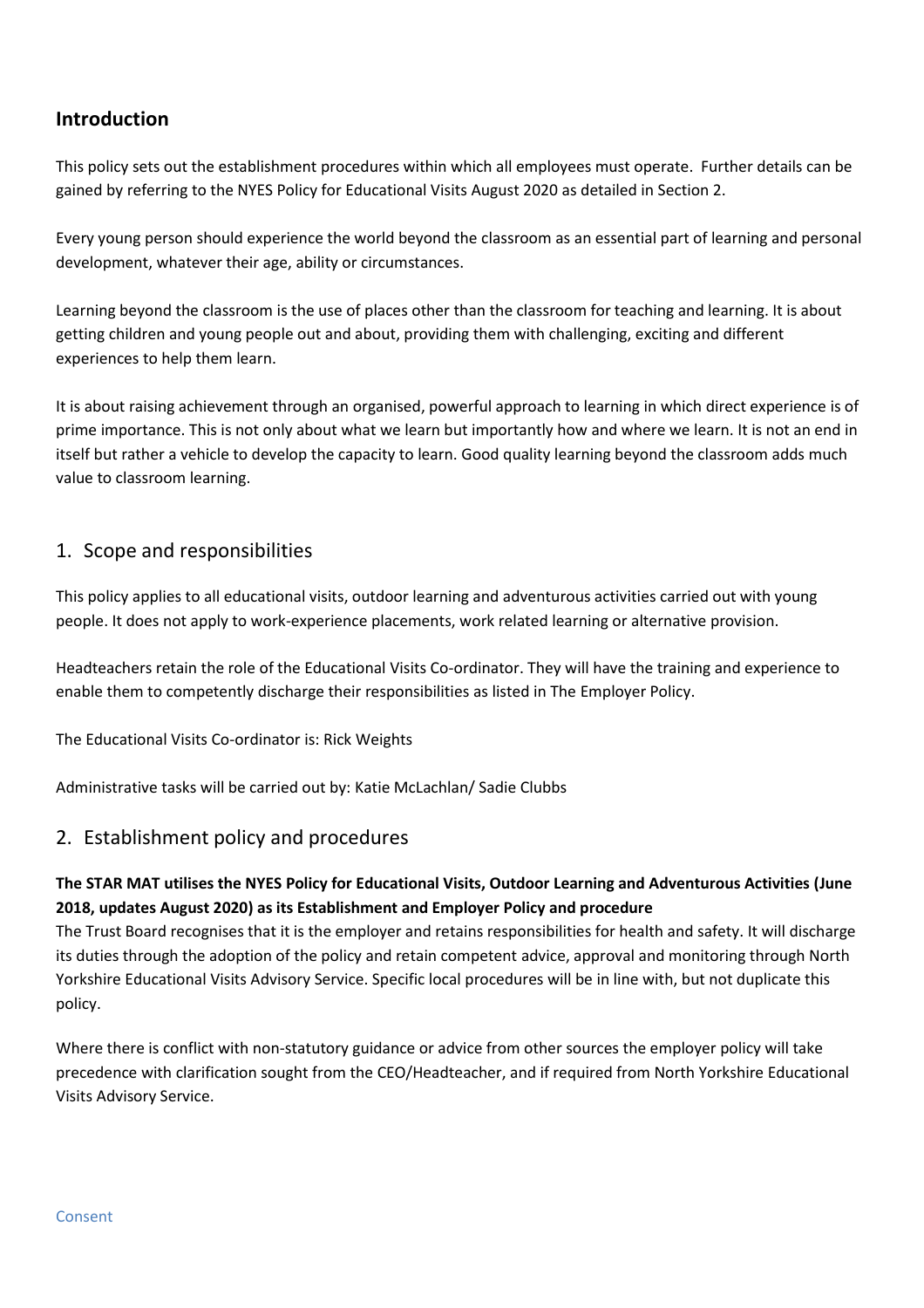## Introduction

This policy sets out the establishment procedures within which all employees must operate. Further details can be gained by referring to the NYES Policy for Educational Visits August 2020 as detailed in Section 2.

Every young person should experience the world beyond the classroom as an essential part of learning and personal development, whatever their age, ability or circumstances.

Learning beyond the classroom is the use of places other than the classroom for teaching and learning. It is about getting children and young people out and about, providing them with challenging, exciting and different experiences to help them learn.

It is about raising achievement through an organised, powerful approach to learning in which direct experience is of prime importance. This is not only about what we learn but importantly how and where we learn. It is not an end in itself but rather a vehicle to develop the capacity to learn. Good quality learning beyond the classroom adds much value to classroom learning.

## 1. Scope and responsibilities

This policy applies to all educational visits, outdoor learning and adventurous activities carried out with young people. It does not apply to work-experience placements, work related learning or alternative provision.

Headteachers retain the role of the Educational Visits Co-ordinator. They will have the training and experience to enable them to competently discharge their responsibilities as listed in The Employer Policy.

The Educational Visits Co-ordinator is: Rick Weights

Administrative tasks will be carried out by: Katie McLachlan/ Sadie Clubbs

## 2. Establishment policy and procedures

**The STAR MAT utilises the NYES Policy for Educational Visits, Outdoor Learning and Adventurous Activities (June 2018, updates August 2020) as its Establishment and Employer Policy and procedure**

The Trust Board recognises that it is the employer and retains responsibilities for health and safety. It will discharge its duties through the adoption of the policy and retain competent advice, approval and monitoring through North Yorkshire Educational Visits Advisory Service. Specific local procedures will be in line with, but not duplicate this policy.

Where there is conflict with non-statutory guidance or advice from other sources the employer policy will take precedence with clarification sought from the CEO/Headteacher, and if required from North Yorkshire Educational Visits Advisory Service.

### Consent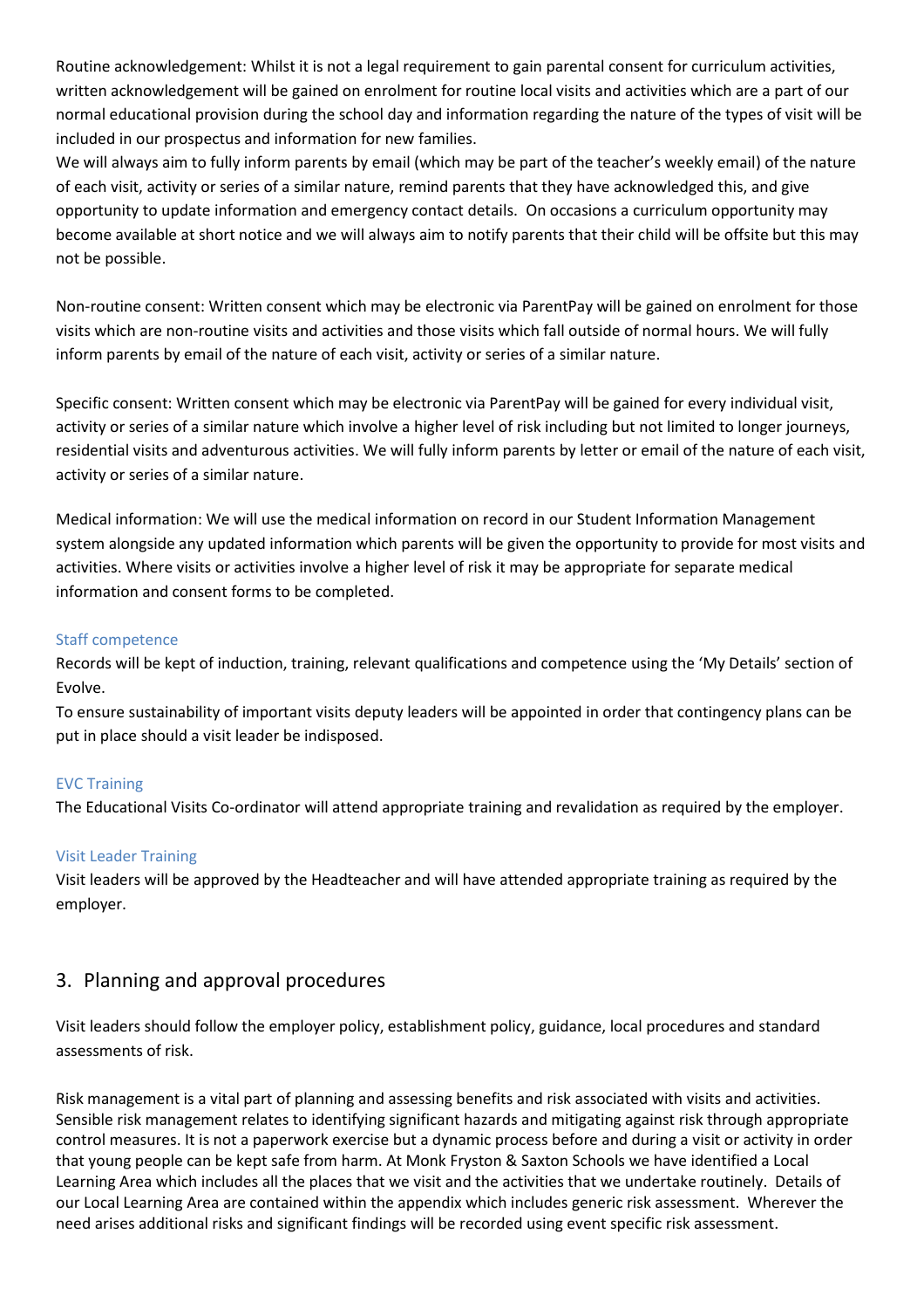Routine acknowledgement: Whilst it is not a legal requirement to gain parental consent for curriculum activities, written acknowledgement will be gained on enrolment for routine local visits and activities which are a part of our normal educational provision during the school day and information regarding the nature of the types of visit will be included in our prospectus and information for new families.
We will always aim to fully inform parents by email (which may be part of the teacher's weekly email) of the nature of each visit, activity or series of a similar nature, remind parents that they have acknowledged this, and give opportunity to update information and emergency contact details. On occasions a curriculum opportunity may become available at short notice and we will always aim to notify parents that their child will be offsite but this may not be possible.

Non-routine consent: Written consent which may be electronic via ParentPay will be gained on enrolment for those visits which are non-routine visits and activities and those visits which fall outside of normal hours. We will fully inform parents by email of the nature of each visit, activity or series of a similar nature.

Specific consent: Written consent which may be electronic via ParentPay will be gained for every individual visit, activity or series of a similar nature which involve a higher level of risk including but not limited to longer journeys, residential visits and adventurous activities. We will fully inform parents by letter or email of the nature of each visit, activity or series of a similar nature.

Medical information: We will use the medical information on record in our Student Information Management system alongside any updated information which parents will be given the opportunity to provide for most visits and activities. Where visits or activities involve a higher level of risk it may be appropriate for separate medical information and consent forms to be completed.

### Staff competence

Records will be kept of induction, training, relevant qualifications and competence using the 'My Details' section of Evolve.
To ensure sustainability of important visits deputy leaders will be appointed in order that contingency plans can be put in place should a visit leader be indisposed.

### EVC Training

The Educational Visits Co-ordinator will attend appropriate training and revalidation as required by the employer.

### Visit Leader Training

Visit leaders will be approved by the Headteacher and will have attended appropriate training as required by the employer.

## 3. Planning and approval procedures

Visit leaders should follow the employer policy, establishment policy, guidance, local procedures and standard assessments of risk.

Risk management is a vital part of planning and assessing benefits and risk associated with visits and activities. Sensible risk management relates to identifying significant hazards and mitigating against risk through appropriate control measures. It is not a paperwork exercise but a dynamic process before and during a visit or activity in order that young people can be kept safe from harm. At Monk Fryston & Saxton Schools we have identified a Local Learning Area which includes all the places that we visit and the activities that we undertake routinely. Details of our Local Learning Area are contained within the appendix which includes generic risk assessment. Wherever the need arises additional risks and significant findings will be recorded using event specific risk assessment.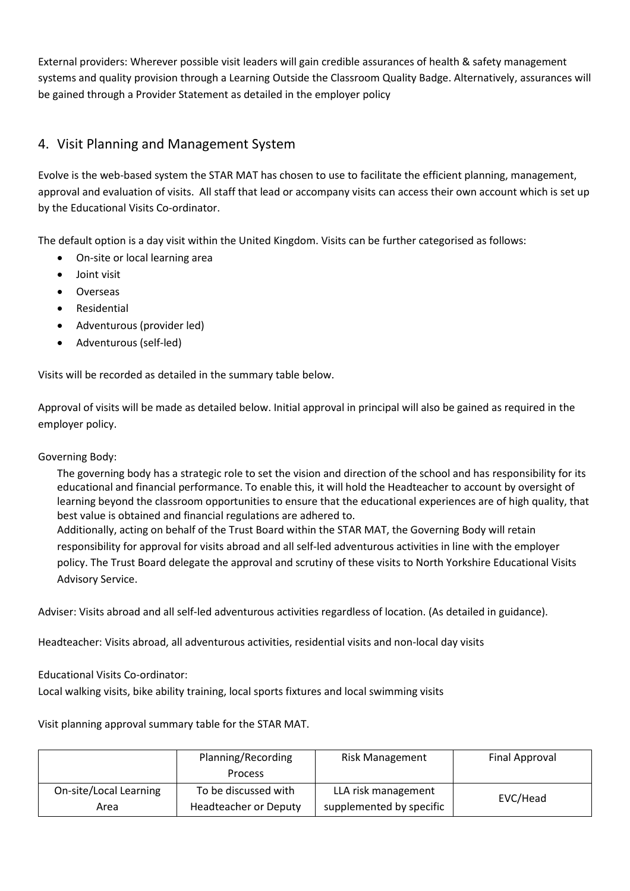External providers: Wherever possible visit leaders will gain credible assurances of health & safety management systems and quality provision through a Learning Outside the Classroom Quality Badge. Alternatively, assurances will be gained through a Provider Statement as detailed in the employer policy

## 4. Visit Planning and Management System

Evolve is the web-based system the STAR MAT has chosen to use to facilitate the efficient planning, management, approval and evaluation of visits. All staff that lead or accompany visits can access their own account which is set up by the Educational Visits Co-ordinator.

The default option is a day visit within the United Kingdom. Visits can be further categorised as follows:

- On-site or local learning area
- Joint visit
- Overseas
- Residential
- Adventurous (provider led)
- Adventurous (self-led)

Visits will be recorded as detailed in the summary table below.

Approval of visits will be made as detailed below. Initial approval in principal will also be gained as required in the employer policy.

Governing Body:

The governing body has a strategic role to set the vision and direction of the school and has responsibility for its educational and financial performance. To enable this, it will hold the Headteacher to account by oversight of learning beyond the classroom opportunities to ensure that the educational experiences are of high quality, that best value is obtained and financial regulations are adhered to.

Additionally, acting on behalf of the Trust Board within the STAR MAT, the Governing Body will retain responsibility for approval for visits abroad and all self-led adventurous activities in line with the employer policy. The Trust Board delegate the approval and scrutiny of these visits to North Yorkshire Educational Visits Advisory Service.

Adviser: Visits abroad and all self-led adventurous activities regardless of location. (As detailed in guidance).

Headteacher: Visits abroad, all adventurous activities, residential visits and non-local day visits

Educational Visits Co-ordinator:
Local walking visits, bike ability training, local sports fixtures and local swimming visits

Visit planning approval summary table for the STAR MAT.

| | Planning/Recording Process | Risk Management | Final Approval |
|---|---|---|---|
| On-site/Local Learning Area | To be discussed with Headteacher or Deputy | LLA risk management supplemented by specific | EVC/Head |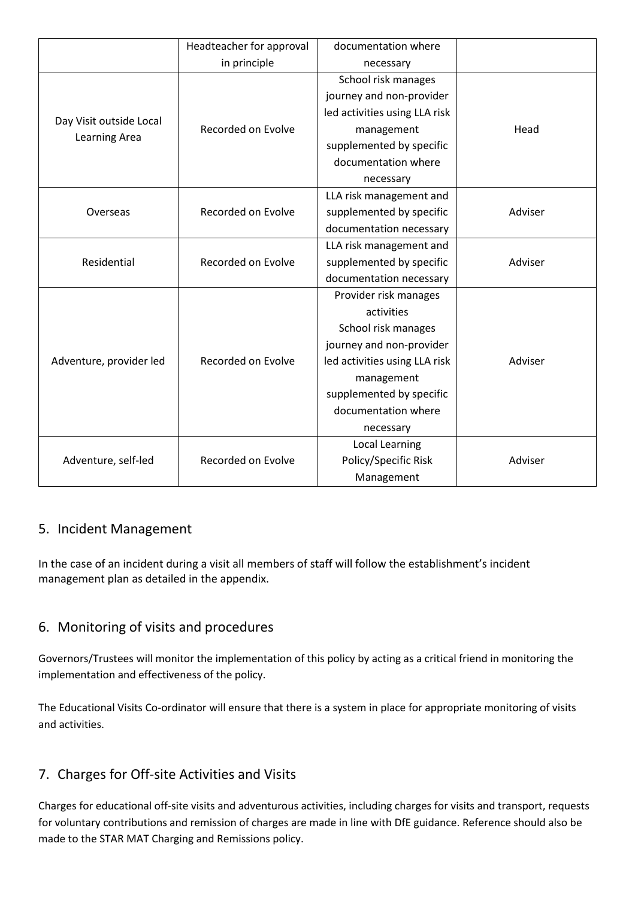|  | Headteacher for approval in principle | documentation where necessary |  |
| --- | --- | --- | --- |
| Day Visit outside Local Learning Area | Recorded on Evolve | School risk manages journey and non-provider led activities using LLA risk management supplemented by specific documentation where necessary | Head |
| Overseas | Recorded on Evolve | LLA risk management and supplemented by specific documentation necessary | Adviser |
| Residential | Recorded on Evolve | LLA risk management and supplemented by specific documentation necessary | Adviser |
| Adventure, provider led | Recorded on Evolve | Provider risk manages activities School risk manages journey and non-provider led activities using LLA risk management supplemented by specific documentation where necessary | Adviser |
| Adventure, self-led | Recorded on Evolve | Local Learning Policy/Specific Risk Management | Adviser |

## 5. Incident Management

In the case of an incident during a visit all members of staff will follow the establishment's incident management plan as detailed in the appendix.

## 6. Monitoring of visits and procedures

Governors/Trustees will monitor the implementation of this policy by acting as a critical friend in monitoring the implementation and effectiveness of the policy.

The Educational Visits Co-ordinator will ensure that there is a system in place for appropriate monitoring of visits and activities.

## 7. Charges for Off-site Activities and Visits

Charges for educational off-site visits and adventurous activities, including charges for visits and transport, requests for voluntary contributions and remission of charges are made in line with DfE guidance. Reference should also be made to the STAR MAT Charging and Remissions policy.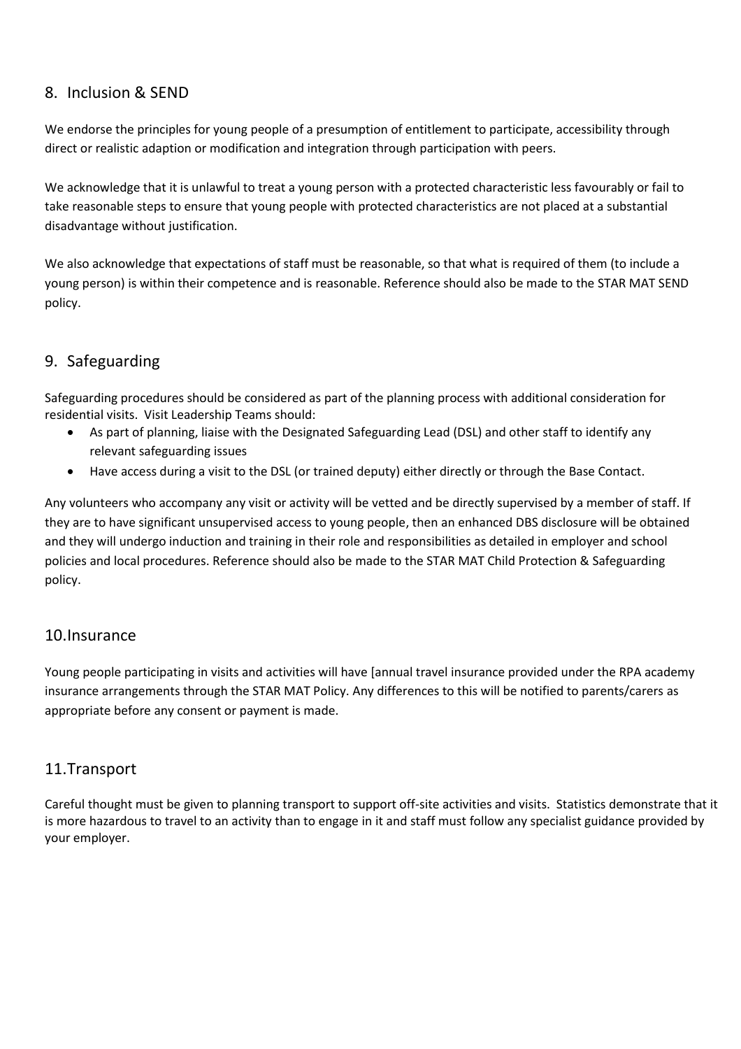## 8. Inclusion & SEND

We endorse the principles for young people of a presumption of entitlement to participate, accessibility through direct or realistic adaption or modification and integration through participation with peers.

We acknowledge that it is unlawful to treat a young person with a protected characteristic less favourably or fail to take reasonable steps to ensure that young people with protected characteristics are not placed at a substantial disadvantage without justification.

We also acknowledge that expectations of staff must be reasonable, so that what is required of them (to include a young person) is within their competence and is reasonable. Reference should also be made to the STAR MAT SEND policy.

## 9. Safeguarding

Safeguarding procedures should be considered as part of the planning process with additional consideration for residential visits. Visit Leadership Teams should:

- As part of planning, liaise with the Designated Safeguarding Lead (DSL) and other staff to identify any relevant safeguarding issues
- Have access during a visit to the DSL (or trained deputy) either directly or through the Base Contact.

Any volunteers who accompany any visit or activity will be vetted and be directly supervised by a member of staff. If they are to have significant unsupervised access to young people, then an enhanced DBS disclosure will be obtained and they will undergo induction and training in their role and responsibilities as detailed in employer and school policies and local procedures. Reference should also be made to the STAR MAT Child Protection & Safeguarding policy.

## 10. Insurance

Young people participating in visits and activities will have [annual travel insurance provided under the RPA academy insurance arrangements through the STAR MAT Policy. Any differences to this will be notified to parents/carers as appropriate before any consent or payment is made.

## 11. Transport

Careful thought must be given to planning transport to support off-site activities and visits. Statistics demonstrate that it is more hazardous to travel to an activity than to engage in it and staff must follow any specialist guidance provided by your employer.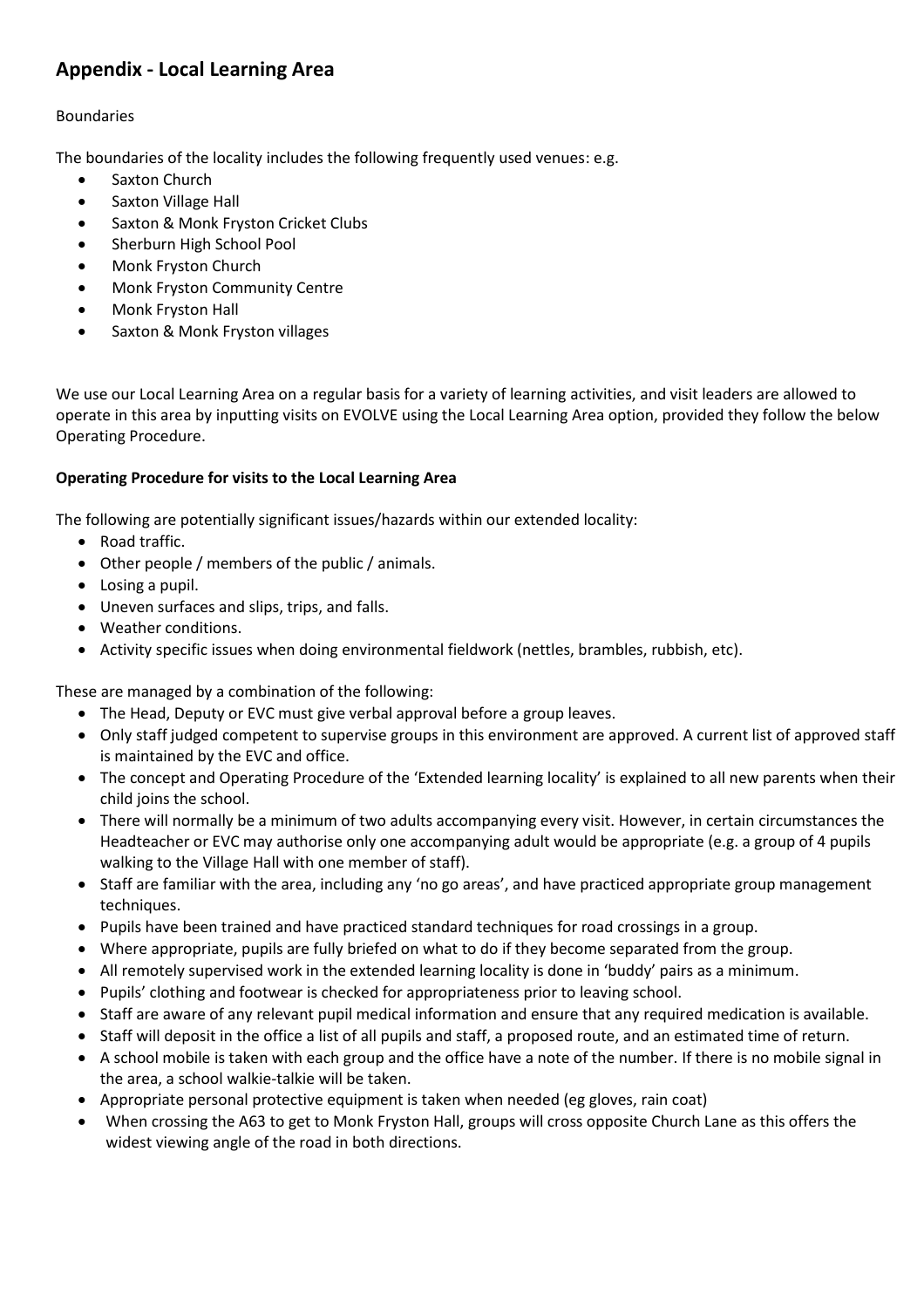# Appendix - Local Learning Area

Boundaries

The boundaries of the locality includes the following frequently used venues: e.g.

- Saxton Church
- Saxton Village Hall
- Saxton & Monk Fryston Cricket Clubs
- Sherburn High School Pool
- Monk Fryston Church
- Monk Fryston Community Centre
- Monk Fryston Hall
- Saxton & Monk Fryston villages

We use our Local Learning Area on a regular basis for a variety of learning activities, and visit leaders are allowed to operate in this area by inputting visits on EVOLVE using the Local Learning Area option, provided they follow the below Operating Procedure.

**Operating Procedure for visits to the Local Learning Area**

The following are potentially significant issues/hazards within our extended locality:

- Road traffic.
- Other people / members of the public / animals.
- Losing a pupil.
- Uneven surfaces and slips, trips, and falls.
- Weather conditions.
- Activity specific issues when doing environmental fieldwork (nettles, brambles, rubbish, etc).

These are managed by a combination of the following:

- The Head, Deputy or EVC must give verbal approval before a group leaves.
- Only staff judged competent to supervise groups in this environment are approved. A current list of approved staff is maintained by the EVC and office.
- The concept and Operating Procedure of the 'Extended learning locality' is explained to all new parents when their child joins the school.
- There will normally be a minimum of two adults accompanying every visit. However, in certain circumstances the Headteacher or EVC may authorise only one accompanying adult would be appropriate (e.g. a group of 4 pupils walking to the Village Hall with one member of staff).
- Staff are familiar with the area, including any 'no go areas', and have practiced appropriate group management techniques.
- Pupils have been trained and have practiced standard techniques for road crossings in a group.
- Where appropriate, pupils are fully briefed on what to do if they become separated from the group.
- All remotely supervised work in the extended learning locality is done in 'buddy' pairs as a minimum.
- Pupils' clothing and footwear is checked for appropriateness prior to leaving school.
- Staff are aware of any relevant pupil medical information and ensure that any required medication is available.
- Staff will deposit in the office a list of all pupils and staff, a proposed route, and an estimated time of return.
- A school mobile is taken with each group and the office have a note of the number. If there is no mobile signal in the area, a school walkie-talkie will be taken.
- Appropriate personal protective equipment is taken when needed (eg gloves, rain coat)
- When crossing the A63 to get to Monk Fryston Hall, groups will cross opposite Church Lane as this offers the widest viewing angle of the road in both directions.